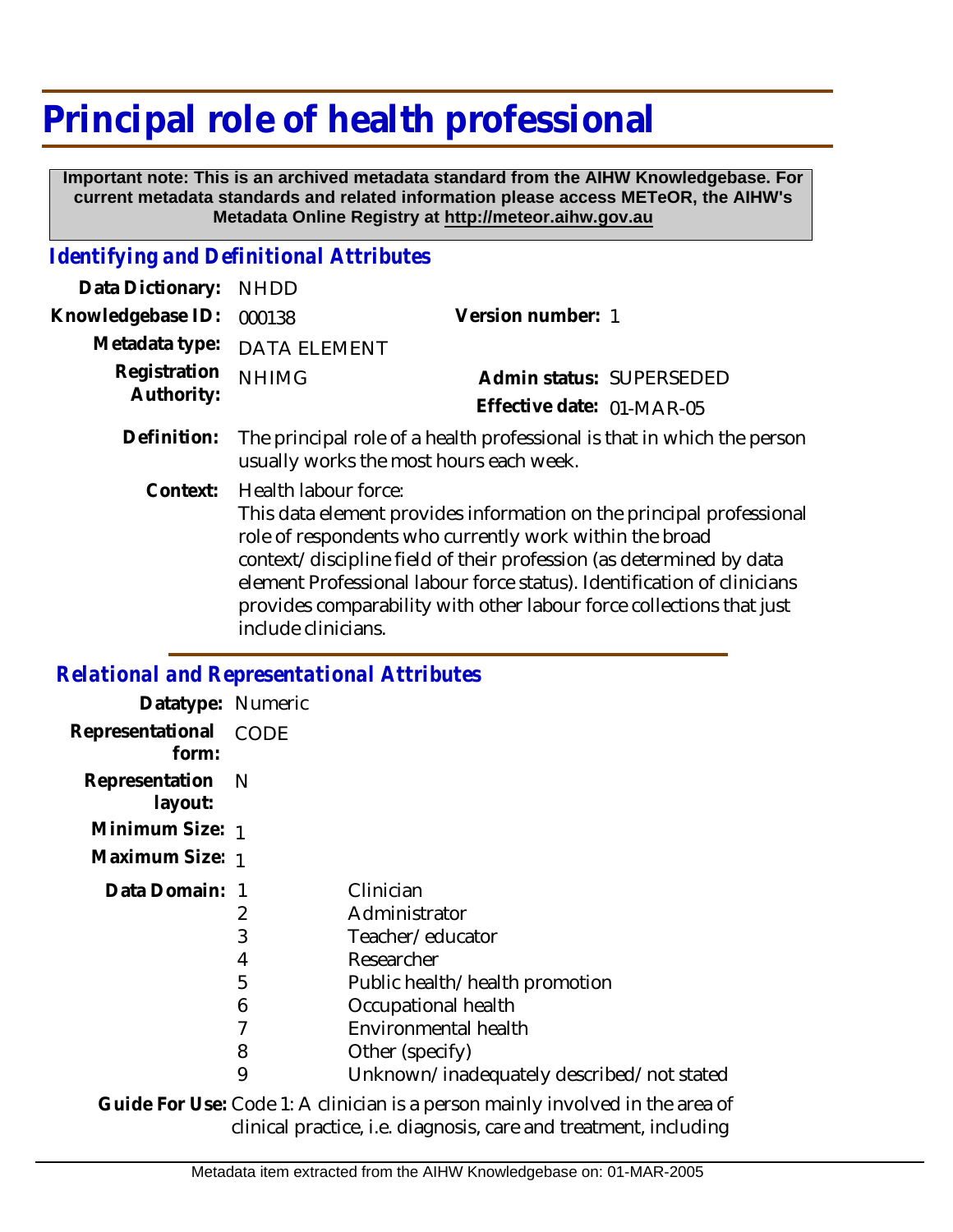# Principal role of health professional

**Important note: This is an archived metadata standard from the AIHW Knowledgebase. For current metadata standards and related information please access METeOR, the AIHW's Metadata Online Registry at http://meteor.aihw.gov.au**

## *Identifying and Definitional Attributes*

**Data Dictionary:** NHDD

**Knowledgebase ID:** 000138

**Version number:** 1

**Metadata type:** DATA ELEMENT

**Registration Authority:** NHIMG

**Admin status:** SUPERSEDED

**Effective date:** 01-MAR-05

**Definition:** The principal role of a health professional is that in which the person usually works the most hours each week.

**Context:** Health labour force:
This data element provides information on the principal professional role of respondents who currently work within the broad context/discipline field of their profession (as determined by data element Professional labour force status). Identification of clinicians provides comparability with other labour force collections that just include clinicians.

## *Relational and Representational Attributes*

**Datatype:** Numeric

**Representational form:** CODE

**Representation layout:** N

**Minimum Size:** 1

**Maximum Size:** 1

**Data Domain:**

| Code | Description |
|---|---|
| 1 | Clinician |
| 2 | Administrator |
| 3 | Teacher/educator |
| 4 | Researcher |
| 5 | Public health/health promotion |
| 6 | Occupational health |
| 7 | Environmental health |
| 8 | Other (specify) |
| 9 | Unknown/inadequately described/not stated |

**Guide For Use:** Code 1: A clinician is a person mainly involved in the area of clinical practice, i.e. diagnosis, care and treatment, including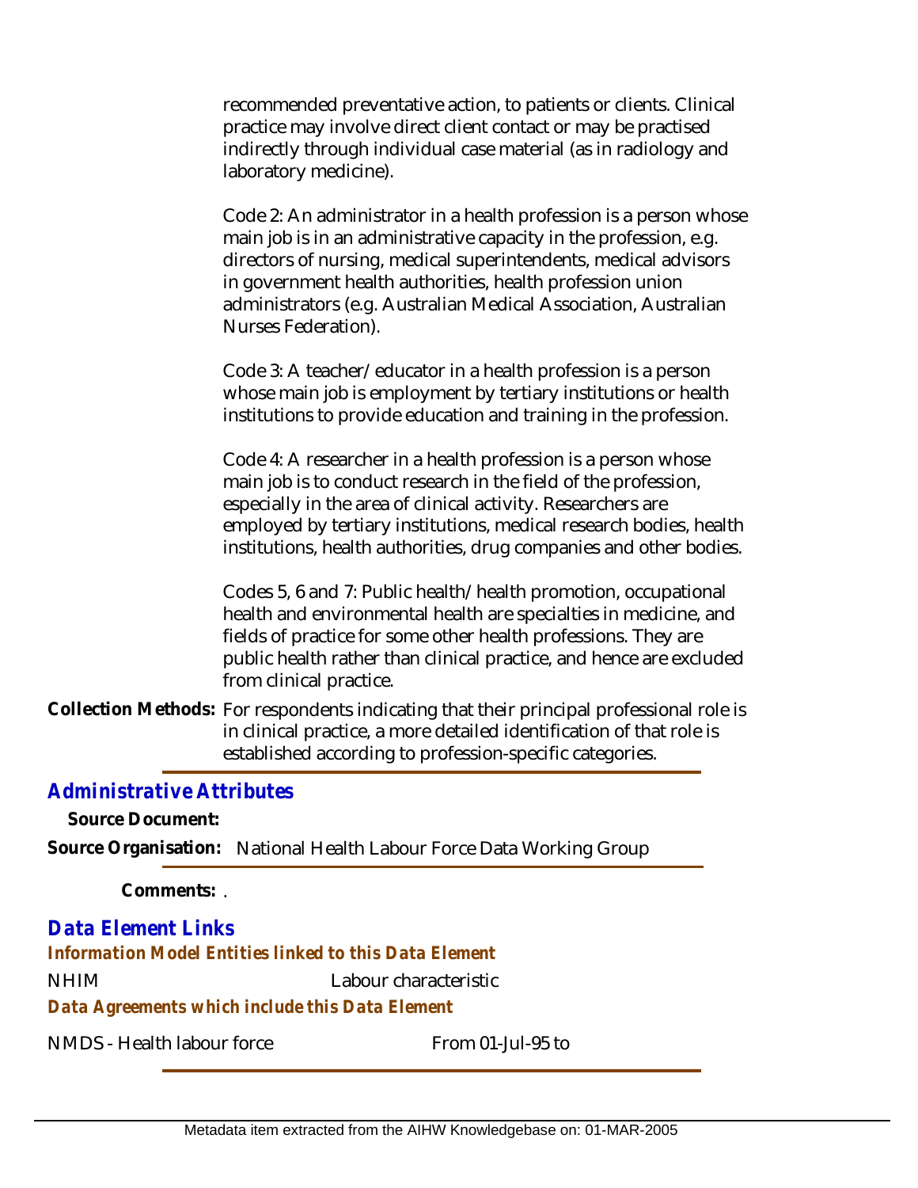recommended preventative action, to patients or clients. Clinical practice may involve direct client contact or may be practised indirectly through individual case material (as in radiology and laboratory medicine).

Code 2: An administrator in a health profession is a person whose main job is in an administrative capacity in the profession, e.g. directors of nursing, medical superintendents, medical advisors in government health authorities, health profession union administrators (e.g. Australian Medical Association, Australian Nurses Federation).

Code 3: A teacher/educator in a health profession is a person whose main job is employment by tertiary institutions or health institutions to provide education and training in the profession.

Code 4: A researcher in a health profession is a person whose main job is to conduct research in the field of the profession, especially in the area of clinical activity. Researchers are employed by tertiary institutions, medical research bodies, health institutions, health authorities, drug companies and other bodies.

Codes 5, 6 and 7: Public health/health promotion, occupational health and environmental health are specialties in medicine, and fields of practice for some other health professions. They are public health rather than clinical practice, and hence are excluded from clinical practice.

**Collection Methods:** For respondents indicating that their principal professional role is in clinical practice, a more detailed identification of that role is established according to profession-specific categories.

## Administrative Attributes

**Source Document:**

**Source Organisation:** National Health Labour Force Data Working Group

**Comments:** .

## Data Element Links

### Information Model Entities linked to this Data Element

NHIM — Labour characteristic

### Data Agreements which include this Data Element

NMDS - Health labour force — From 01-Jul-95 to

Metadata item extracted from the AIHW Knowledgebase on: 01-MAR-2005